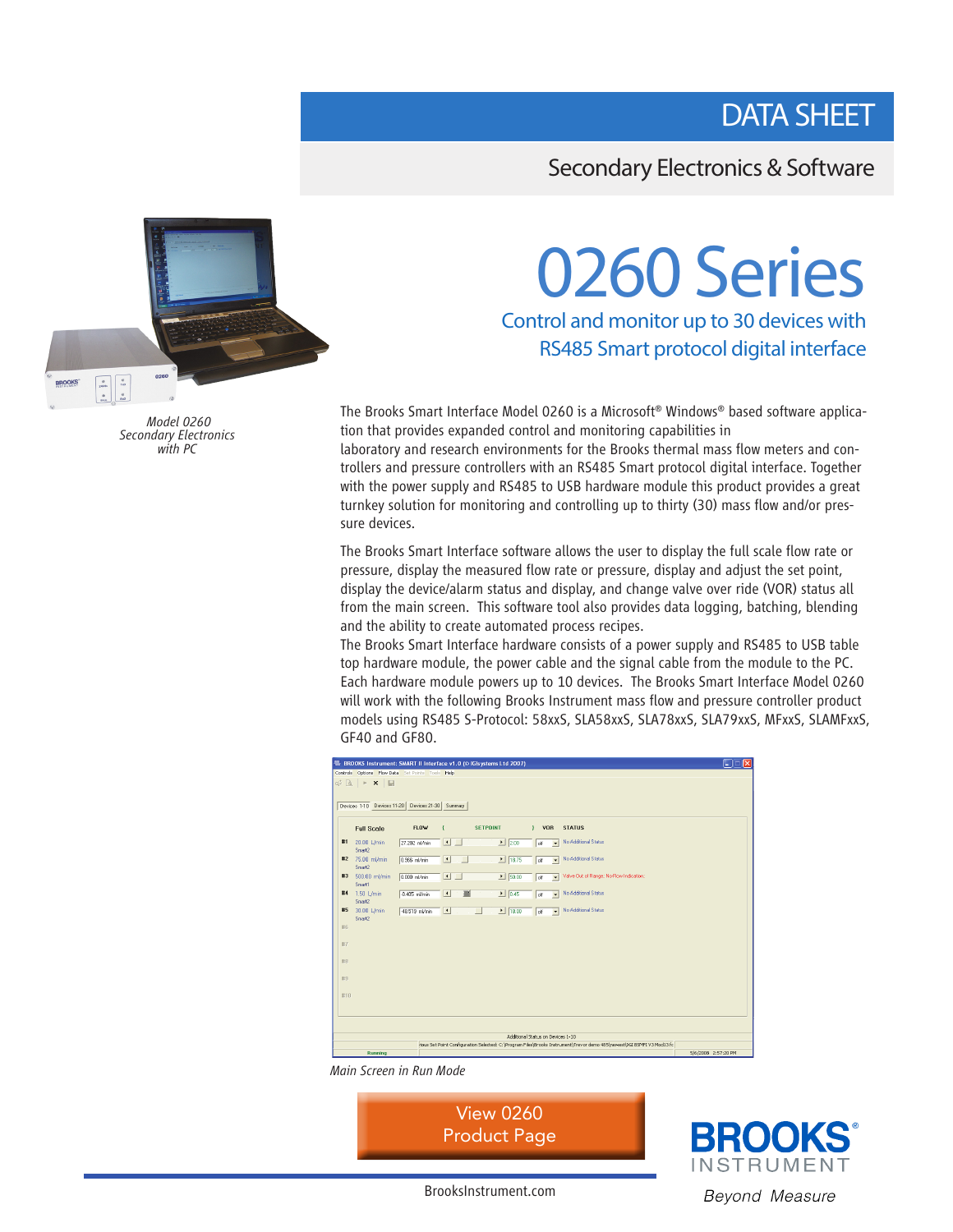# DATA SHEET

## Secondary Electronics & Software

# 0260 Series

### Control and monitor up to 30 devices with RS485 Smart protocol digital interface

*Model 0260 Secondary Electronics with PC*

The Brooks Smart Interface Model 0260 is a Microsoft® Windows® based software application that provides expanded control and monitoring capabilities in laboratory and research environments for the Brooks thermal mass flow meters and controllers and pressure controllers with an RS485 Smart protocol digital interface. Together with the power supply and RS485 to USB hardware module this product provides a great turnkey solution for monitoring and controlling up to thirty (30) mass flow and/or pressure devices.

The Brooks Smart Interface software allows the user to display the full scale flow rate or pressure, display the measured flow rate or pressure, display and adjust the set point, display the device/alarm status and display, and change valve over ride (VOR) status all from the main screen. This software tool also provides data logging, batching, blending and the ability to create automated process recipes.

The Brooks Smart Interface hardware consists of a power supply and RS485 to USB table top hardware module, the power cable and the signal cable from the module to the PC. Each hardware module powers up to 10 devices. The Brooks Smart Interface Model 0260 will work with the following Brooks Instrument mass flow and pressure controller product models using RS485 S-Protocol: 58xxS, SLA58xxS, SLA78xxS, SLA79xxS, MFxxS, SLAMFxxS, GF40 and GF80.

*Main Screen in Run Mode*

View 0260 Product Page

BrooksInstrument.com

BROOKS® INSTRUMENT

*Beyond Measure*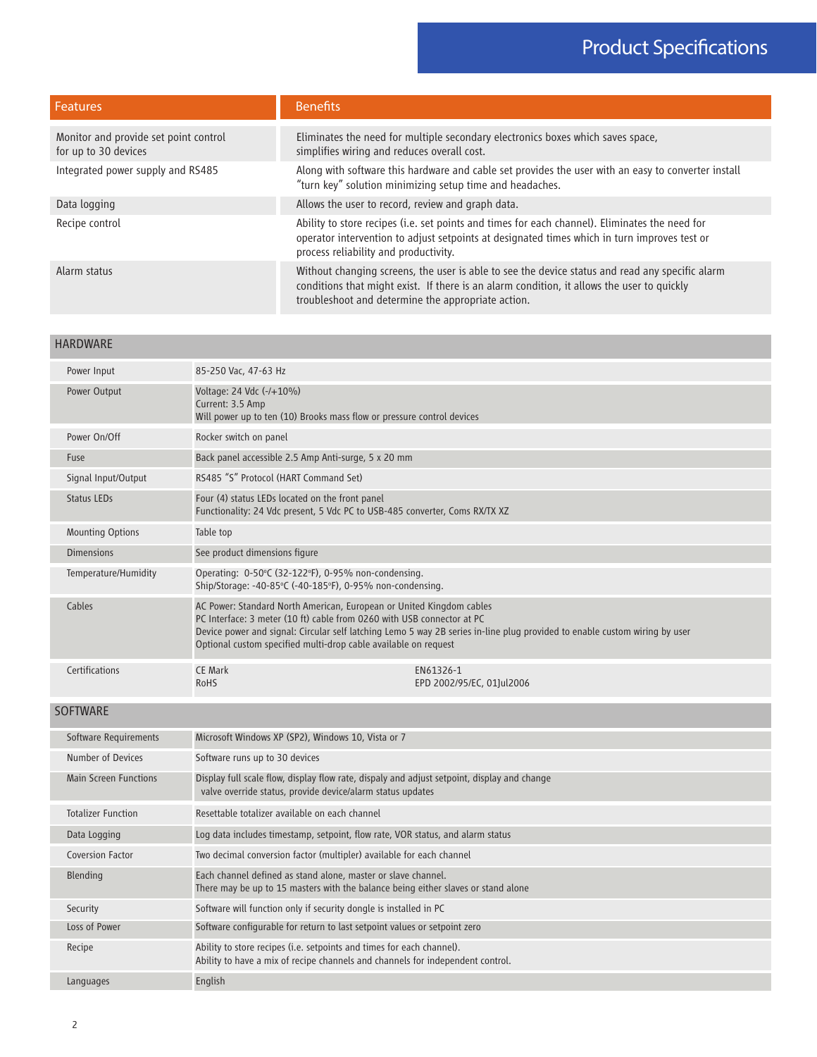# Product Specifications

| Features | Benefits |
| --- | --- |
| Monitor and provide set point control for up to 30 devices | Eliminates the need for multiple secondary electronics boxes which saves space, simplifies wiring and reduces overall cost. |
| Integrated power supply and RS485 | Along with software this hardware and cable set provides the user with an easy to converter install "turn key" solution minimizing setup time and headaches. |
| Data logging | Allows the user to record, review and graph data. |
| Recipe control | Ability to store recipes (i.e. set points and times for each channel). Eliminates the need for operator intervention to adjust setpoints at designated times which in turn improves test or process reliability and productivity. |
| Alarm status | Without changing screens, the user is able to see the device status and read any specific alarm conditions that might exist. If there is an alarm condition, it allows the user to quickly troubleshoot and determine the appropriate action. |

## HARDWARE

| | | |
| --- | --- | --- |
| Power Input | 85-250 Vac, 47-63 Hz | |
| Power Output | Voltage: 24 Vdc (-/+10%)<br>Current: 3.5 Amp<br>Will power up to ten (10) Brooks mass flow or pressure control devices | |
| Power On/Off | Rocker switch on panel | |
| Fuse | Back panel accessible 2.5 Amp Anti-surge, 5 x 20 mm | |
| Signal Input/Output | RS485 "S" Protocol (HART Command Set) | |
| Status LEDs | Four (4) status LEDs located on the front panel<br>Functionality: 24 Vdc present, 5 Vdc PC to USB-485 converter, Coms RX/TX XZ | |
| Mounting Options | Table top | |
| Dimensions | See product dimensions figure | |
| Temperature/Humidity | Operating: 0-50°C (32-122°F), 0-95% non-condensing.<br>Ship/Storage: -40-85°C (-40-185°F), 0-95% non-condensing. | |
| Cables | AC Power: Standard North American, European or United Kingdom cables<br>PC Interface: 3 meter (10 ft) cable from 0260 with USB connector at PC<br>Device power and signal: Circular self latching Lemo 5 way 2B series in-line plug provided to enable custom wiring by user<br>Optional custom specified multi-drop cable available on request | |
| Certifications | CE Mark<br>RoHS | EN61326-1<br>EPD 2002/95/EC, 01Jul2006 |

## SOFTWARE

| | |
| --- | --- |
| Software Requirements | Microsoft Windows XP (SP2), Windows 10, Vista or 7 |
| Number of Devices | Software runs up to 30 devices |
| Main Screen Functions | Display full scale flow, display flow rate, dispaly and adjust setpoint, display and change valve override status, provide device/alarm status updates |
| Totalizer Function | Resettable totalizer available on each channel |
| Data Logging | Log data includes timestamp, setpoint, flow rate, VOR status, and alarm status |
| Coversion Factor | Two decimal conversion factor (multipler) available for each channel |
| Blending | Each channel defined as stand alone, master or slave channel.<br>There may be up to 15 masters with the balance being either slaves or stand alone |
| Security | Software will function only if security dongle is installed in PC |
| Loss of Power | Software configurable for return to last setpoint values or setpoint zero |
| Recipe | Ability to store recipes (i.e. setpoints and times for each channel).<br>Ability to have a mix of recipe channels and channels for independent control. |
| Languages | English |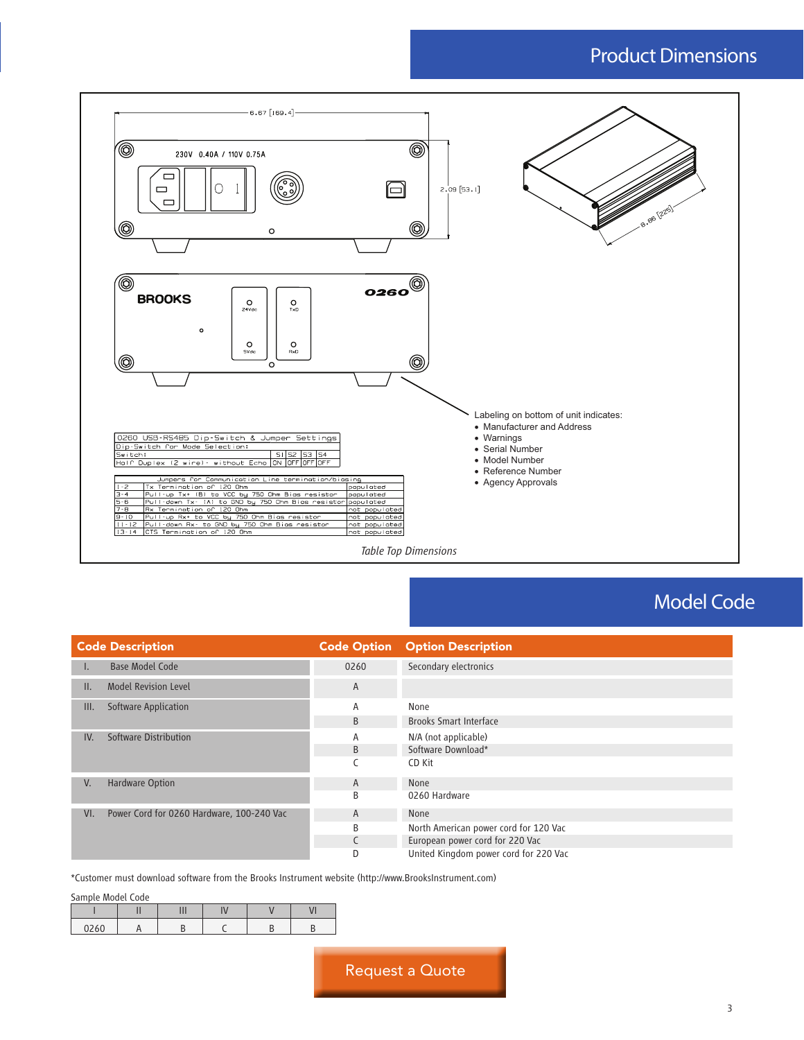## Product Dimensions

6.67 [169.4]

230V 0.40A / 110V 0.75A

2.09 [53.1]

8.86 [225]

BROOKS

0260

24Vdc

5Vdc

TxD

RxD

Labeling on bottom of unit indicates:

- Manufacturer and Address
- Warnings
- Serial Number
- Model Number
- Reference Number
- Agency Approvals

| 0260 USB-RS485 Dip-Switch & Jumper Settings | | | | |
|---|---|---|---|---|
| Dip-Switch for Mode Selection: | | | | |
| Switch: | S1 | S2 | S3 | S4 |
| Half Duplex (2 wire) - without Echo | ON | OFF | OFF | OFF |

| Jumpers for Communication Line termination/biasing | | |
|---|---|---|
| 1-2 | Tx Termination of 120 Ohm | populated |
| 3-4 | Pull-up Tx+ (B) to VCC by 750 Ohm Bias resistor | populated |
| 5-6 | Pull-down Tx- (A) to GND by 750 Ohm Bias resistor | populated |
| 7-8 | Rx Termination of 120 Ohm | not populated |
| 9-10 | Pull-up Rx+ to VCC by 750 Ohm Bias resistor | not populated |
| 11-12 | Pull-down Rx- to GND by 750 Ohm Bias resistor | not populated |
| 13-14 | CTS Termination of 120 Ohm | not populated |

*Table Top Dimensions*

## Model Code

| Code Description | Code Option | Option Description |
|---|---|---|
| I. Base Model Code | 0260 | Secondary electronics |
| II. Model Revision Level | A | |
| III. Software Application | A | None |
| | B | Brooks Smart Interface |
| IV. Software Distribution | A | N/A (not applicable) |
| | B | Software Download* |
| | C | CD Kit |
| V. Hardware Option | A | None |
| | B | 0260 Hardware |
| VI. Power Cord for 0260 Hardware, 100-240 Vac | A | None |
| | B | North American power cord for 120 Vac |
| | C | European power cord for 220 Vac |
| | D | United Kingdom power cord for 220 Vac |

*Customer must download software from the Brooks Instrument website (http://www.BrooksInstrument.com)

Sample Model Code

| I | II | III | IV | V | VI |
|---|---|---|---|---|---|
| 0260 | A | B | C | B | B |

Request a Quote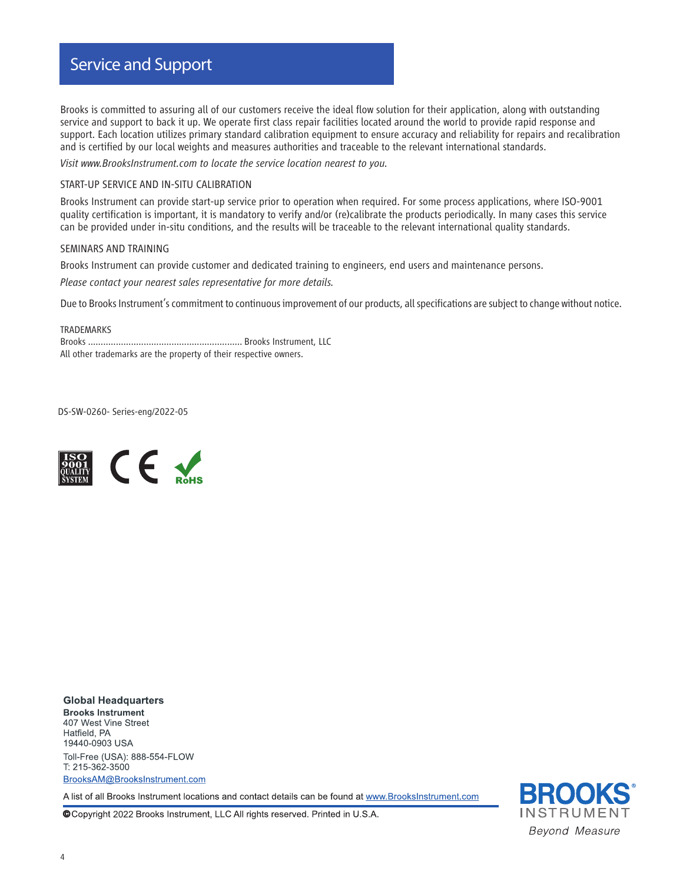# Service and Support

Brooks is committed to assuring all of our customers receive the ideal flow solution for their application, along with outstanding service and support to back it up. We operate first class repair facilities located around the world to provide rapid response and support. Each location utilizes primary standard calibration equipment to ensure accuracy and reliability for repairs and recalibration and is certified by our local weights and measures authorities and traceable to the relevant international standards.

*Visit www.BrooksInstrument.com to locate the service location nearest to you.*

START-UP SERVICE AND IN-SITU CALIBRATION

Brooks Instrument can provide start-up service prior to operation when required. For some process applications, where ISO-9001 quality certification is important, it is mandatory to verify and/or (re)calibrate the products periodically. In many cases this service can be provided under in-situ conditions, and the results will be traceable to the relevant international quality standards.

SEMINARS AND TRAINING

Brooks Instrument can provide customer and dedicated training to engineers, end users and maintenance persons.

*Please contact your nearest sales representative for more details.*

Due to Brooks Instrument's commitment to continuous improvement of our products, all specifications are subject to change without notice.

TRADEMARKS
Brooks ............................................................ Brooks Instrument, LLC
All other trademarks are the property of their respective owners.

DS-SW-0260- Series-eng/2022-05

**Global Headquarters**
**Brooks Instrument**
407 West Vine Street
Hatfield, PA
19440-0903 USA

Toll-Free (USA): 888-554-FLOW
T: 215-362-3500
BrooksAM@BrooksInstrument.com

A list of all Brooks Instrument locations and contact details can be found at www.BrooksInstrument.com

©Copyright 2022 Brooks Instrument, LLC All rights reserved. Printed in U.S.A.

BROOKS® INSTRUMENT
Beyond Measure